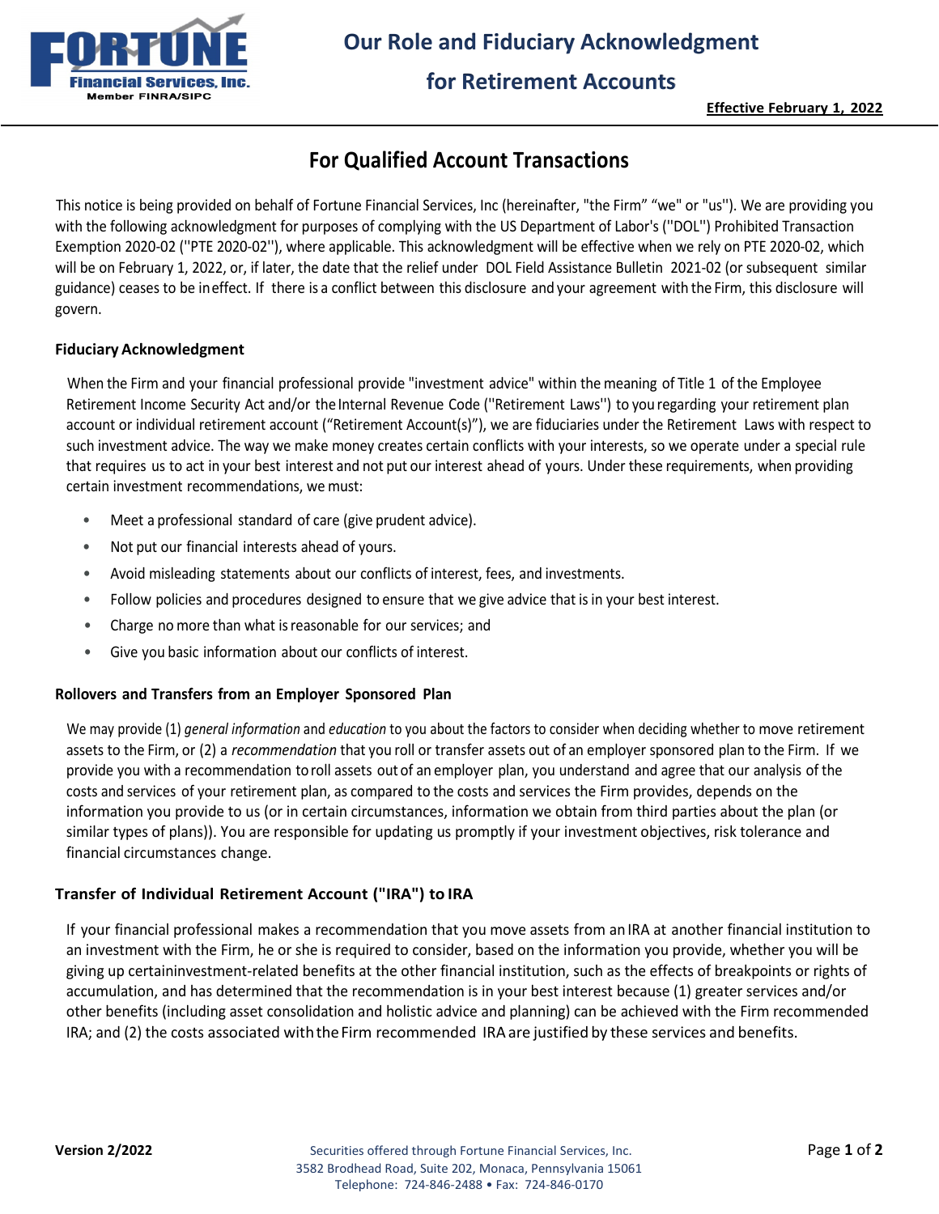# Our Role and Fiduciary Acknowledgment for Retirement Accounts

**Effective February 1, 2022**

## For Qualified Account Transactions

This notice is being provided on behalf of Fortune Financial Services, Inc (hereinafter, "the Firm" "we" or "us"). We are providing you with the following acknowledgment for purposes of complying with the US Department of Labor's ("DOL") Prohibited Transaction Exemption 2020-02 ("PTE 2020-02"), where applicable. This acknowledgment will be effective when we rely on PTE 2020-02, which will be on February 1, 2022, or, if later, the date that the relief under DOL Field Assistance Bulletin 2021-02 (or subsequent similar guidance) ceases to be ineffect. If there is a conflict between this disclosure and your agreement with the Firm, this disclosure will govern.

### Fiduciary Acknowledgment

When the Firm and your financial professional provide "investment advice" within the meaning of Title 1 of the Employee Retirement Income Security Act and/or the Internal Revenue Code ("Retirement Laws") to you regarding your retirement plan account or individual retirement account ("Retirement Account(s)"), we are fiduciaries under the Retirement Laws with respect to such investment advice. The way we make money creates certain conflicts with your interests, so we operate under a special rule that requires us to act in your best interest and not put our interest ahead of yours. Under these requirements, when providing certain investment recommendations, we must:

- Meet a professional standard of care (give prudent advice).
- Not put our financial interests ahead of yours.
- Avoid misleading statements about our conflicts of interest, fees, and investments.
- Follow policies and procedures designed to ensure that we give advice that is in your best interest.
- Charge no more than what is reasonable for our services; and
- Give you basic information about our conflicts of interest.

### Rollovers and Transfers from an Employer Sponsored Plan

We may provide (1) *general information* and *education* to you about the factors to consider when deciding whether to move retirement assets to the Firm, or (2) a *recommendation* that you roll or transfer assets out of an employer sponsored plan to the Firm. If we provide you with a recommendation to roll assets out of an employer plan, you understand and agree that our analysis of the costs and services of your retirement plan, as compared to the costs and services the Firm provides, depends on the information you provide to us (or in certain circumstances, information we obtain from third parties about the plan (or similar types of plans)). You are responsible for updating us promptly if your investment objectives, risk tolerance and financial circumstances change.

### Transfer of Individual Retirement Account ("IRA") to IRA

If your financial professional makes a recommendation that you move assets from an IRA at another financial institution to an investment with the Firm, he or she is required to consider, based on the information you provide, whether you will be giving up certaininvestment-related benefits at the other financial institution, such as the effects of breakpoints or rights of accumulation, and has determined that the recommendation is in your best interest because (1) greater services and/or other benefits (including asset consolidation and holistic advice and planning) can be achieved with the Firm recommended IRA; and (2) the costs associated with the Firm recommended IRA are justified by these services and benefits.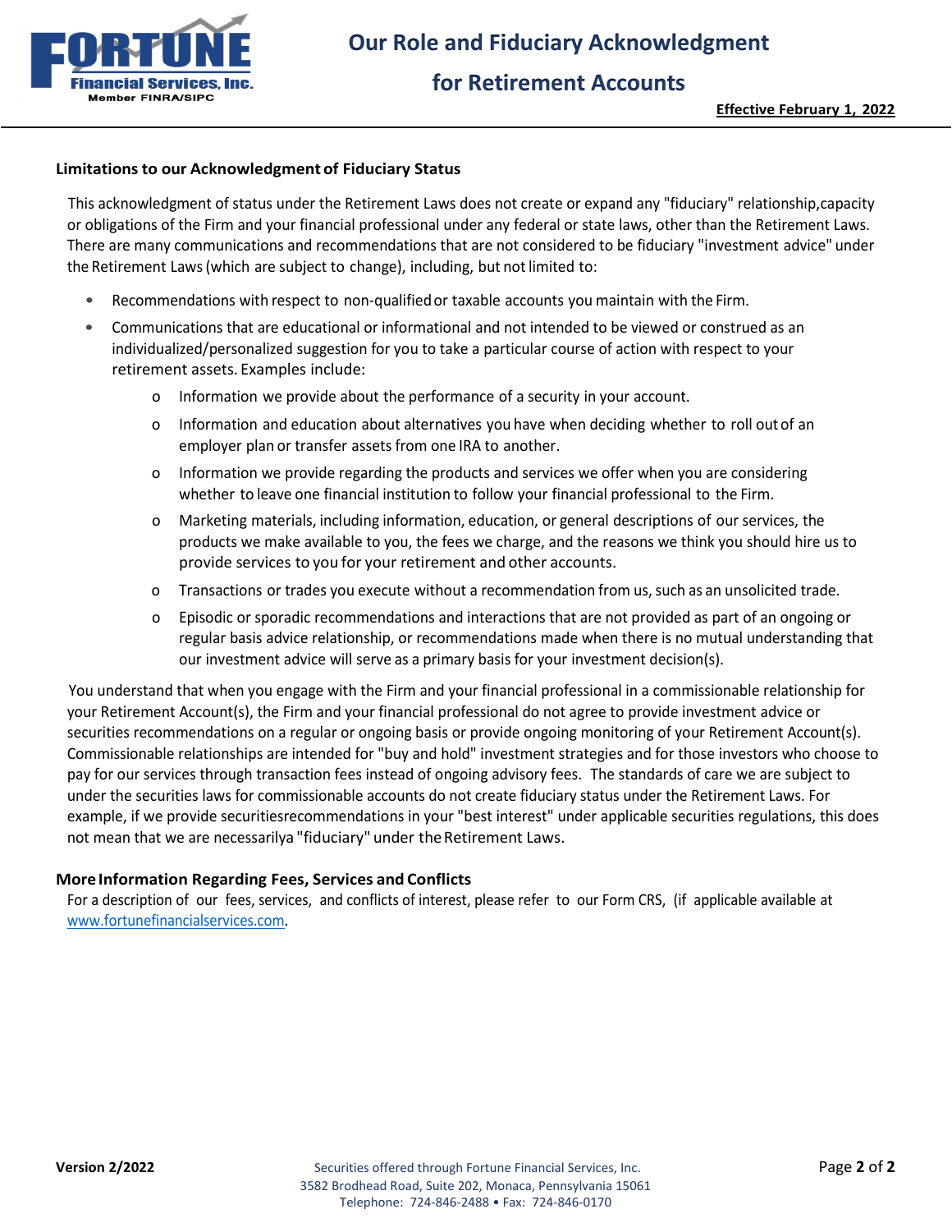## Limitations to our Acknowledgment of Fiduciary Status

This acknowledgment of status under the Retirement Laws does not create or expand any "fiduciary" relationship,capacity or obligations of the Firm and your financial professional under any federal or state laws, other than the Retirement Laws. There are many communications and recommendations that are not considered to be fiduciary "investment advice" under the Retirement Laws (which are subject to change), including, but not limited to:

- Recommendations with respect to non-qualified or taxable accounts you maintain with the Firm.
- Communications that are educational or informational and not intended to be viewed or construed as an individualized/personalized suggestion for you to take a particular course of action with respect to your retirement assets. Examples include:
  - Information we provide about the performance of a security in your account.
  - Information and education about alternatives you have when deciding whether to roll out of an employer plan or transfer assets from one IRA to another.
  - Information we provide regarding the products and services we offer when you are considering whether to leave one financial institution to follow your financial professional to the Firm.
  - Marketing materials, including information, education, or general descriptions of our services, the products we make available to you, the fees we charge, and the reasons we think you should hire us to provide services to you for your retirement and other accounts.
  - Transactions or trades you execute without a recommendation from us, such as an unsolicited trade.
  - Episodic or sporadic recommendations and interactions that are not provided as part of an ongoing or regular basis advice relationship, or recommendations made when there is no mutual understanding that our investment advice will serve as a primary basis for your investment decision(s).

You understand that when you engage with the Firm and your financial professional in a commissionable relationship for your Retirement Account(s), the Firm and your financial professional do not agree to provide investment advice or securities recommendations on a regular or ongoing basis or provide ongoing monitoring of your Retirement Account(s). Commissionable relationships are intended for "buy and hold" investment strategies and for those investors who choose to pay for our services through transaction fees instead of ongoing advisory fees. The standards of care we are subject to under the securities laws for commissionable accounts do not create fiduciary status under the Retirement Laws. For example, if we provide securitiesrecommendations in your "best interest" under applicable securities regulations, this does not mean that we are necessarilya "fiduciary" under the Retirement Laws.

## More Information Regarding Fees, Services and Conflicts

For a description of our fees, services, and conflicts of interest, please refer to our Form CRS, (if applicable available at www.fortunefinancialservices.com.

Version 2/2022

Securities offered through Fortune Financial Services, Inc.
3582 Brodhead Road, Suite 202, Monaca, Pennsylvania 15061
Telephone: 724-846-2488 • Fax: 724-846-0170